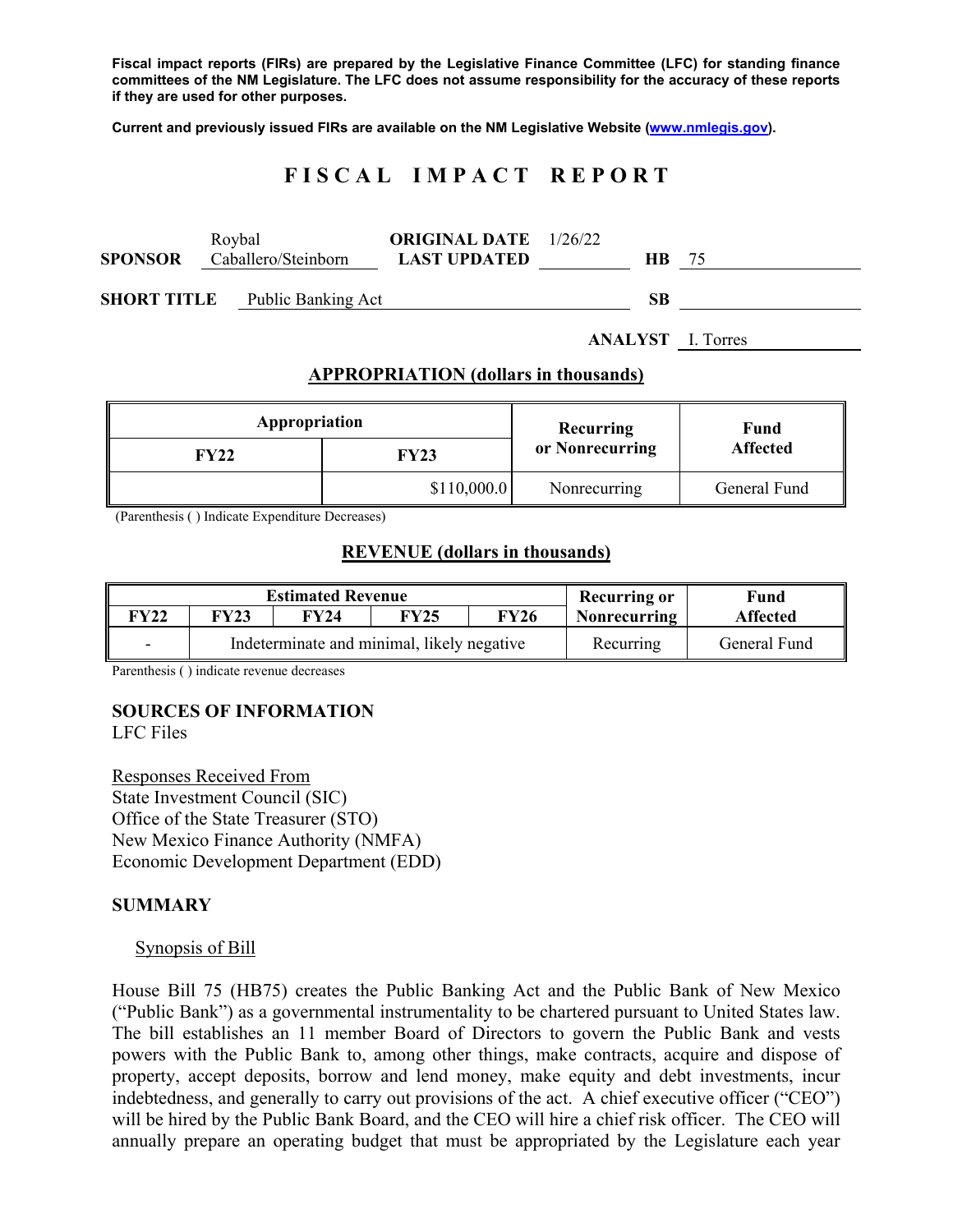**Fiscal impact reports (FIRs) are prepared by the Legislative Finance Committee (LFC) for standing finance committees of the NM Legislature. The LFC does not assume responsibility for the accuracy of these reports if they are used for other purposes.**

**Current and previously issued FIRs are available on the NM Legislative Website (www.nmlegis.gov).**

# FISCAL IMPACT REPORT

**SPONSOR** Roybal Caballero/Steinborn **ORIGINAL DATE** 1/26/22 **LAST UPDATED** **HB** 75

**SHORT TITLE** Public Banking Act **SB**

**ANALYST** I. Torres

## APPROPRIATION (dollars in thousands)

| Appropriation | | Recurring or Nonrecurring | Fund Affected |
|---|---|---|---|
| **FY22** | **FY23** | | |
| | $110,000.0 | Nonrecurring | General Fund |

(Parenthesis ( ) Indicate Expenditure Decreases)

## REVENUE (dollars in thousands)

| Estimated Revenue | | | | | Recurring or Nonrecurring | Fund Affected |
|---|---|---|---|---|---|---|
| **FY22** | **FY23** | **FY24** | **FY25** | **FY26** | | |
| - | Indeterminate and minimal, likely negative | | | | Recurring | General Fund |

Parenthesis ( ) indicate revenue decreases

**SOURCES OF INFORMATION**
LFC Files

Responses Received From
State Investment Council (SIC)
Office of the State Treasurer (STO)
New Mexico Finance Authority (NMFA)
Economic Development Department (EDD)

**SUMMARY**

Synopsis of Bill

House Bill 75 (HB75) creates the Public Banking Act and the Public Bank of New Mexico ("Public Bank") as a governmental instrumentality to be chartered pursuant to United States law. The bill establishes an 11 member Board of Directors to govern the Public Bank and vests powers with the Public Bank to, among other things, make contracts, acquire and dispose of property, accept deposits, borrow and lend money, make equity and debt investments, incur indebtedness, and generally to carry out provisions of the act. A chief executive officer ("CEO") will be hired by the Public Bank Board, and the CEO will hire a chief risk officer. The CEO will annually prepare an operating budget that must be appropriated by the Legislature each year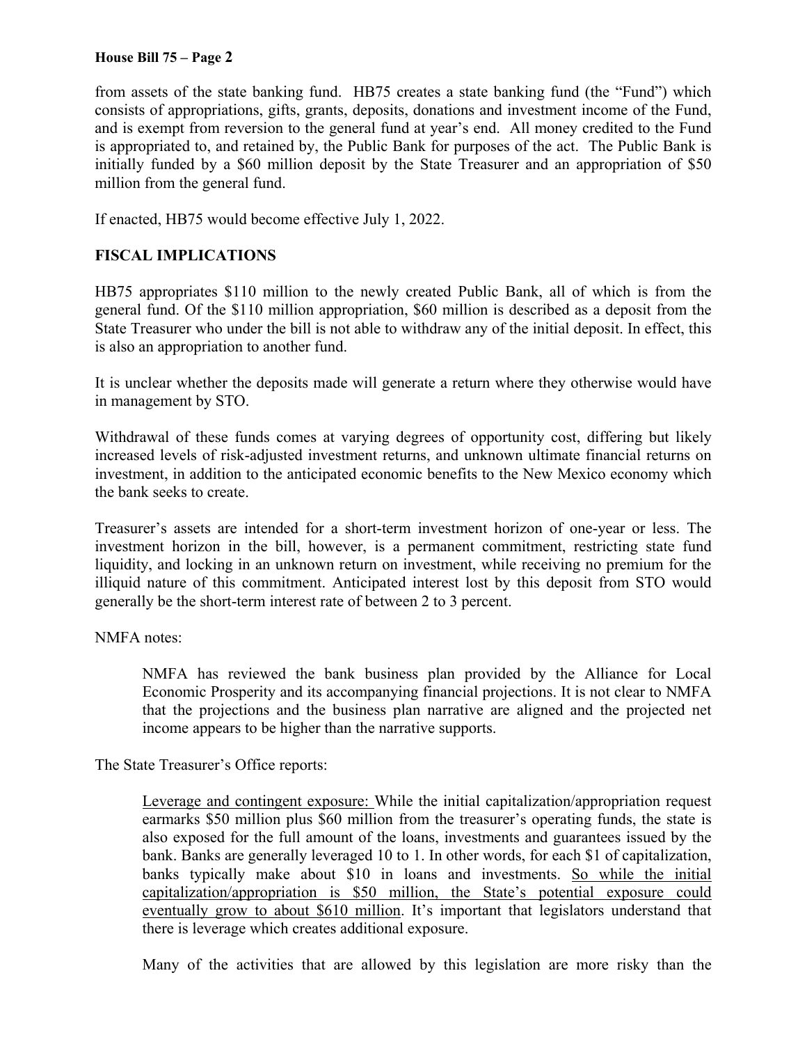from assets of the state banking fund. HB75 creates a state banking fund (the "Fund") which consists of appropriations, gifts, grants, deposits, donations and investment income of the Fund, and is exempt from reversion to the general fund at year's end. All money credited to the Fund is appropriated to, and retained by, the Public Bank for purposes of the act. The Public Bank is initially funded by a $60 million deposit by the State Treasurer and an appropriation of $50 million from the general fund.

If enacted, HB75 would become effective July 1, 2022.

**FISCAL IMPLICATIONS**

HB75 appropriates $110 million to the newly created Public Bank, all of which is from the general fund. Of the $110 million appropriation, $60 million is described as a deposit from the State Treasurer who under the bill is not able to withdraw any of the initial deposit. In effect, this is also an appropriation to another fund.

It is unclear whether the deposits made will generate a return where they otherwise would have in management by STO.

Withdrawal of these funds comes at varying degrees of opportunity cost, differing but likely increased levels of risk-adjusted investment returns, and unknown ultimate financial returns on investment, in addition to the anticipated economic benefits to the New Mexico economy which the bank seeks to create.

Treasurer's assets are intended for a short-term investment horizon of one-year or less. The investment horizon in the bill, however, is a permanent commitment, restricting state fund liquidity, and locking in an unknown return on investment, while receiving no premium for the illiquid nature of this commitment. Anticipated interest lost by this deposit from STO would generally be the short-term interest rate of between 2 to 3 percent.

NMFA notes:

> NMFA has reviewed the bank business plan provided by the Alliance for Local Economic Prosperity and its accompanying financial projections. It is not clear to NMFA that the projections and the business plan narrative are aligned and the projected net income appears to be higher than the narrative supports.

The State Treasurer's Office reports:

> Leverage and contingent exposure: While the initial capitalization/appropriation request earmarks $50 million plus $60 million from the treasurer's operating funds, the state is also exposed for the full amount of the loans, investments and guarantees issued by the bank. Banks are generally leveraged 10 to 1. In other words, for each $1 of capitalization, banks typically make about $10 in loans and investments. So while the initial capitalization/appropriation is $50 million, the State's potential exposure could eventually grow to about $610 million. It's important that legislators understand that there is leverage which creates additional exposure.
>
> Many of the activities that are allowed by this legislation are more risky than the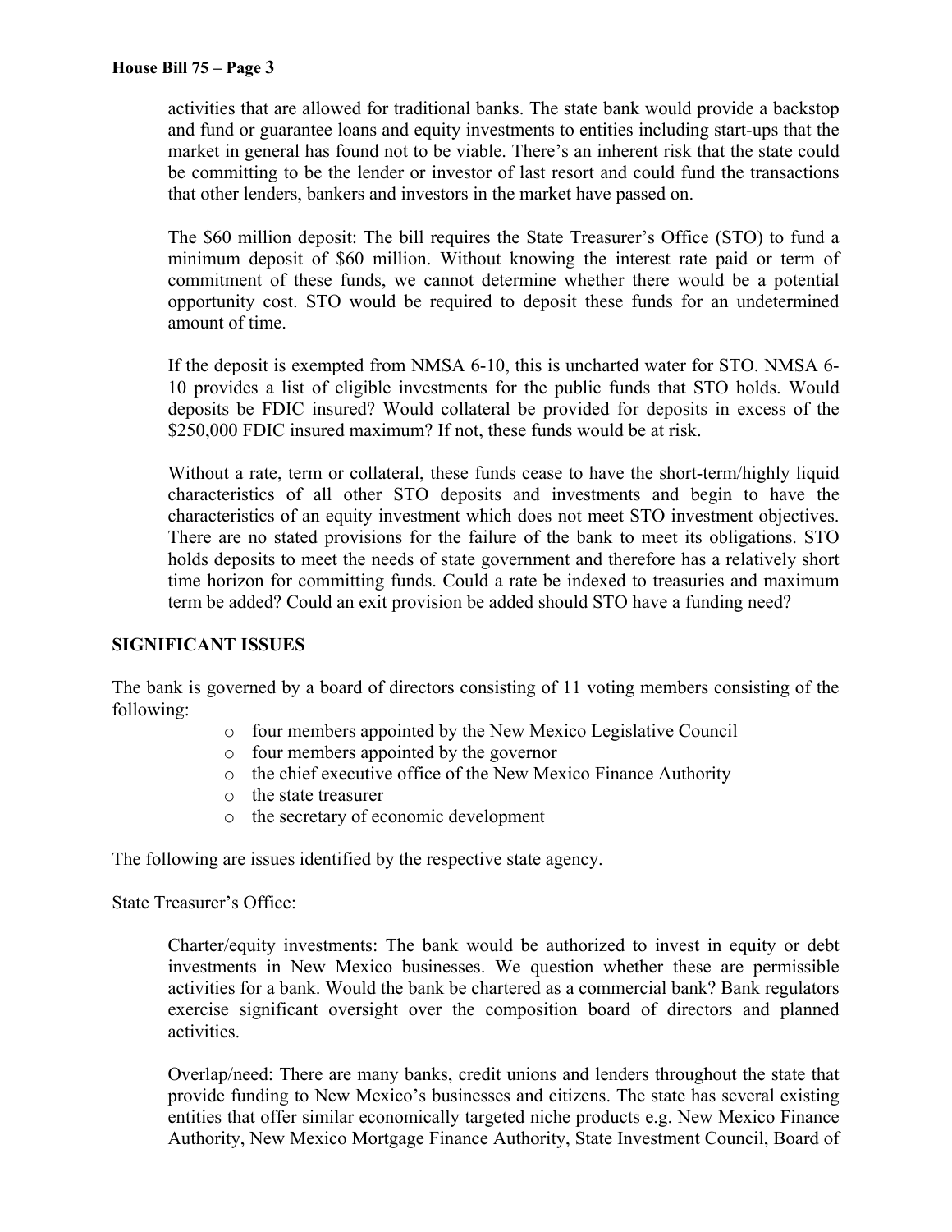activities that are allowed for traditional banks. The state bank would provide a backstop and fund or guarantee loans and equity investments to entities including start-ups that the market in general has found not to be viable. There's an inherent risk that the state could be committing to be the lender or investor of last resort and could fund the transactions that other lenders, bankers and investors in the market have passed on.

The $60 million deposit: The bill requires the State Treasurer's Office (STO) to fund a minimum deposit of $60 million. Without knowing the interest rate paid or term of commitment of these funds, we cannot determine whether there would be a potential opportunity cost. STO would be required to deposit these funds for an undetermined amount of time.

If the deposit is exempted from NMSA 6-10, this is uncharted water for STO. NMSA 6-10 provides a list of eligible investments for the public funds that STO holds. Would deposits be FDIC insured? Would collateral be provided for deposits in excess of the $250,000 FDIC insured maximum? If not, these funds would be at risk.

Without a rate, term or collateral, these funds cease to have the short-term/highly liquid characteristics of all other STO deposits and investments and begin to have the characteristics of an equity investment which does not meet STO investment objectives. There are no stated provisions for the failure of the bank to meet its obligations. STO holds deposits to meet the needs of state government and therefore has a relatively short time horizon for committing funds. Could a rate be indexed to treasuries and maximum term be added? Could an exit provision be added should STO have a funding need?

## SIGNIFICANT ISSUES

The bank is governed by a board of directors consisting of 11 voting members consisting of the following:

- four members appointed by the New Mexico Legislative Council
- four members appointed by the governor
- the chief executive office of the New Mexico Finance Authority
- the state treasurer
- the secretary of economic development

The following are issues identified by the respective state agency.

State Treasurer's Office:

Charter/equity investments: The bank would be authorized to invest in equity or debt investments in New Mexico businesses. We question whether these are permissible activities for a bank. Would the bank be chartered as a commercial bank? Bank regulators exercise significant oversight over the composition board of directors and planned activities.

Overlap/need: There are many banks, credit unions and lenders throughout the state that provide funding to New Mexico's businesses and citizens. The state has several existing entities that offer similar economically targeted niche products e.g. New Mexico Finance Authority, New Mexico Mortgage Finance Authority, State Investment Council, Board of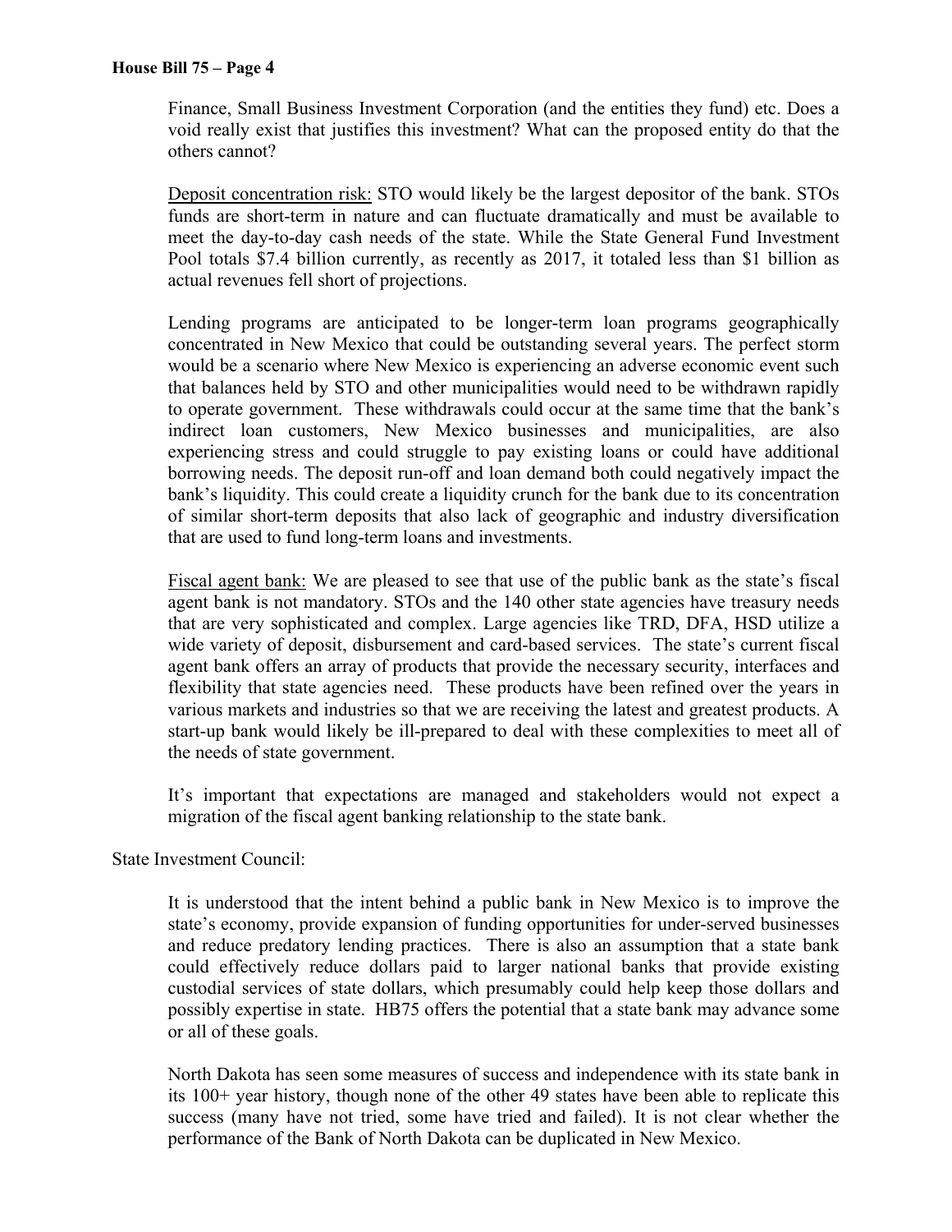Finance, Small Business Investment Corporation (and the entities they fund) etc. Does a void really exist that justifies this investment? What can the proposed entity do that the others cannot?

Deposit concentration risk: STO would likely be the largest depositor of the bank. STOs funds are short-term in nature and can fluctuate dramatically and must be available to meet the day-to-day cash needs of the state. While the State General Fund Investment Pool totals $7.4 billion currently, as recently as 2017, it totaled less than $1 billion as actual revenues fell short of projections.

Lending programs are anticipated to be longer-term loan programs geographically concentrated in New Mexico that could be outstanding several years. The perfect storm would be a scenario where New Mexico is experiencing an adverse economic event such that balances held by STO and other municipalities would need to be withdrawn rapidly to operate government. These withdrawals could occur at the same time that the bank's indirect loan customers, New Mexico businesses and municipalities, are also experiencing stress and could struggle to pay existing loans or could have additional borrowing needs. The deposit run-off and loan demand both could negatively impact the bank's liquidity. This could create a liquidity crunch for the bank due to its concentration of similar short-term deposits that also lack of geographic and industry diversification that are used to fund long-term loans and investments.

Fiscal agent bank: We are pleased to see that use of the public bank as the state's fiscal agent bank is not mandatory. STOs and the 140 other state agencies have treasury needs that are very sophisticated and complex. Large agencies like TRD, DFA, HSD utilize a wide variety of deposit, disbursement and card-based services. The state's current fiscal agent bank offers an array of products that provide the necessary security, interfaces and flexibility that state agencies need. These products have been refined over the years in various markets and industries so that we are receiving the latest and greatest products. A start-up bank would likely be ill-prepared to deal with these complexities to meet all of the needs of state government.

It's important that expectations are managed and stakeholders would not expect a migration of the fiscal agent banking relationship to the state bank.

State Investment Council:

It is understood that the intent behind a public bank in New Mexico is to improve the state's economy, provide expansion of funding opportunities for under-served businesses and reduce predatory lending practices. There is also an assumption that a state bank could effectively reduce dollars paid to larger national banks that provide existing custodial services of state dollars, which presumably could help keep those dollars and possibly expertise in state. HB75 offers the potential that a state bank may advance some or all of these goals.

North Dakota has seen some measures of success and independence with its state bank in its 100+ year history, though none of the other 49 states have been able to replicate this success (many have not tried, some have tried and failed). It is not clear whether the performance of the Bank of North Dakota can be duplicated in New Mexico.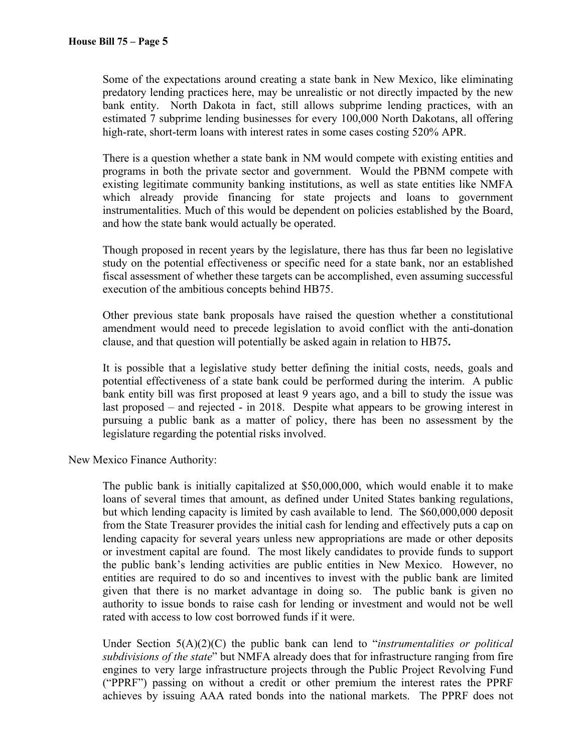Some of the expectations around creating a state bank in New Mexico, like eliminating predatory lending practices here, may be unrealistic or not directly impacted by the new bank entity. North Dakota in fact, still allows subprime lending practices, with an estimated 7 subprime lending businesses for every 100,000 North Dakotans, all offering high-rate, short-term loans with interest rates in some cases costing 520% APR.

There is a question whether a state bank in NM would compete with existing entities and programs in both the private sector and government. Would the PBNM compete with existing legitimate community banking institutions, as well as state entities like NMFA which already provide financing for state projects and loans to government instrumentalities. Much of this would be dependent on policies established by the Board, and how the state bank would actually be operated.

Though proposed in recent years by the legislature, there has thus far been no legislative study on the potential effectiveness or specific need for a state bank, nor an established fiscal assessment of whether these targets can be accomplished, even assuming successful execution of the ambitious concepts behind HB75.

Other previous state bank proposals have raised the question whether a constitutional amendment would need to precede legislation to avoid conflict with the anti-donation clause, and that question will potentially be asked again in relation to HB75**.**

It is possible that a legislative study better defining the initial costs, needs, goals and potential effectiveness of a state bank could be performed during the interim. A public bank entity bill was first proposed at least 9 years ago, and a bill to study the issue was last proposed – and rejected - in 2018. Despite what appears to be growing interest in pursuing a public bank as a matter of policy, there has been no assessment by the legislature regarding the potential risks involved.

New Mexico Finance Authority:

The public bank is initially capitalized at $50,000,000, which would enable it to make loans of several times that amount, as defined under United States banking regulations, but which lending capacity is limited by cash available to lend. The $60,000,000 deposit from the State Treasurer provides the initial cash for lending and effectively puts a cap on lending capacity for several years unless new appropriations are made or other deposits or investment capital are found. The most likely candidates to provide funds to support the public bank's lending activities are public entities in New Mexico. However, no entities are required to do so and incentives to invest with the public bank are limited given that there is no market advantage in doing so. The public bank is given no authority to issue bonds to raise cash for lending or investment and would not be well rated with access to low cost borrowed funds if it were.

Under Section 5(A)(2)(C) the public bank can lend to "*instrumentalities or political subdivisions of the state*" but NMFA already does that for infrastructure ranging from fire engines to very large infrastructure projects through the Public Project Revolving Fund ("PPRF") passing on without a credit or other premium the interest rates the PPRF achieves by issuing AAA rated bonds into the national markets. The PPRF does not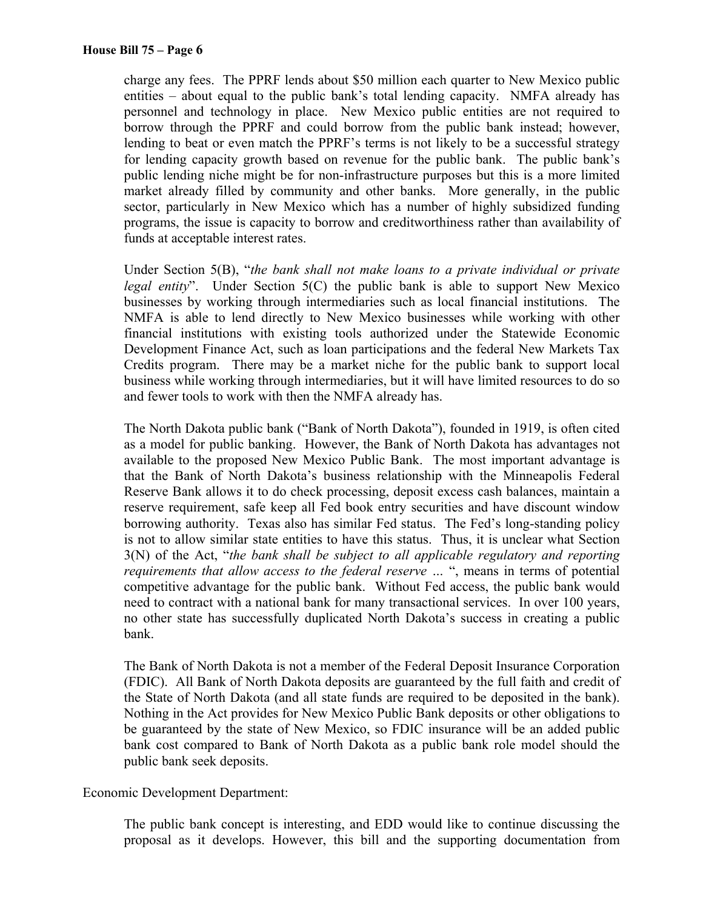charge any fees. The PPRF lends about $50 million each quarter to New Mexico public entities – about equal to the public bank's total lending capacity. NMFA already has personnel and technology in place. New Mexico public entities are not required to borrow through the PPRF and could borrow from the public bank instead; however, lending to beat or even match the PPRF's terms is not likely to be a successful strategy for lending capacity growth based on revenue for the public bank. The public bank's public lending niche might be for non-infrastructure purposes but this is a more limited market already filled by community and other banks. More generally, in the public sector, particularly in New Mexico which has a number of highly subsidized funding programs, the issue is capacity to borrow and creditworthiness rather than availability of funds at acceptable interest rates.

Under Section 5(B), "*the bank shall not make loans to a private individual or private legal entity*". Under Section 5(C) the public bank is able to support New Mexico businesses by working through intermediaries such as local financial institutions. The NMFA is able to lend directly to New Mexico businesses while working with other financial institutions with existing tools authorized under the Statewide Economic Development Finance Act, such as loan participations and the federal New Markets Tax Credits program. There may be a market niche for the public bank to support local business while working through intermediaries, but it will have limited resources to do so and fewer tools to work with then the NMFA already has.

The North Dakota public bank ("Bank of North Dakota"), founded in 1919, is often cited as a model for public banking. However, the Bank of North Dakota has advantages not available to the proposed New Mexico Public Bank. The most important advantage is that the Bank of North Dakota's business relationship with the Minneapolis Federal Reserve Bank allows it to do check processing, deposit excess cash balances, maintain a reserve requirement, safe keep all Fed book entry securities and have discount window borrowing authority. Texas also has similar Fed status. The Fed's long-standing policy is not to allow similar state entities to have this status. Thus, it is unclear what Section 3(N) of the Act, "*the bank shall be subject to all applicable regulatory and reporting requirements that allow access to the federal reserve …* ", means in terms of potential competitive advantage for the public bank. Without Fed access, the public bank would need to contract with a national bank for many transactional services. In over 100 years, no other state has successfully duplicated North Dakota's success in creating a public bank.

The Bank of North Dakota is not a member of the Federal Deposit Insurance Corporation (FDIC). All Bank of North Dakota deposits are guaranteed by the full faith and credit of the State of North Dakota (and all state funds are required to be deposited in the bank). Nothing in the Act provides for New Mexico Public Bank deposits or other obligations to be guaranteed by the state of New Mexico, so FDIC insurance will be an added public bank cost compared to Bank of North Dakota as a public bank role model should the public bank seek deposits.

Economic Development Department:

The public bank concept is interesting, and EDD would like to continue discussing the proposal as it develops. However, this bill and the supporting documentation from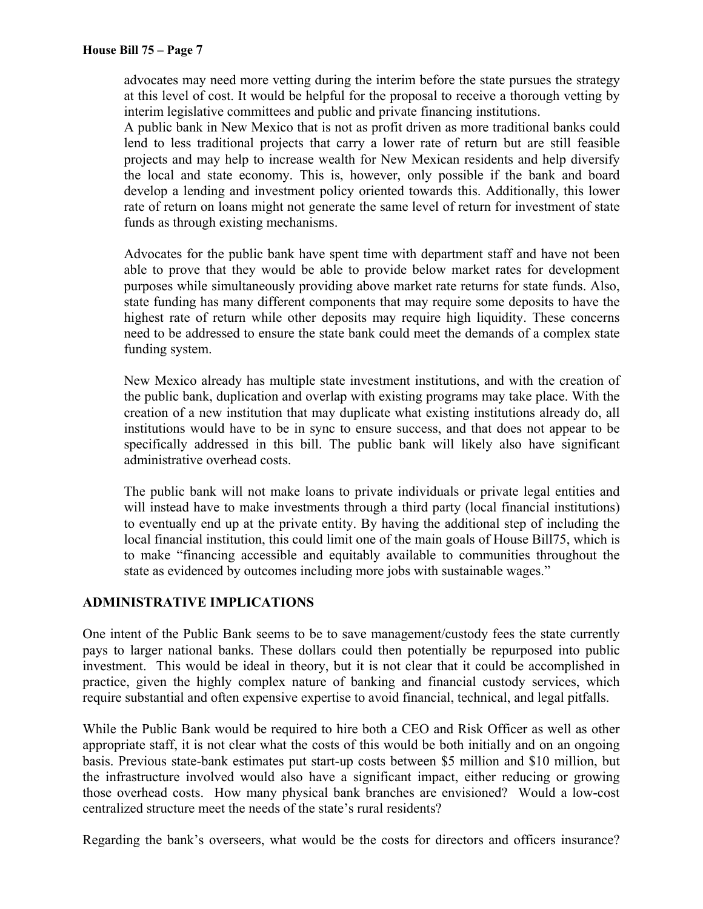advocates may need more vetting during the interim before the state pursues the strategy at this level of cost. It would be helpful for the proposal to receive a thorough vetting by interim legislative committees and public and private financing institutions.

A public bank in New Mexico that is not as profit driven as more traditional banks could lend to less traditional projects that carry a lower rate of return but are still feasible projects and may help to increase wealth for New Mexican residents and help diversify the local and state economy. This is, however, only possible if the bank and board develop a lending and investment policy oriented towards this. Additionally, this lower rate of return on loans might not generate the same level of return for investment of state funds as through existing mechanisms.

Advocates for the public bank have spent time with department staff and have not been able to prove that they would be able to provide below market rates for development purposes while simultaneously providing above market rate returns for state funds. Also, state funding has many different components that may require some deposits to have the highest rate of return while other deposits may require high liquidity. These concerns need to be addressed to ensure the state bank could meet the demands of a complex state funding system.

New Mexico already has multiple state investment institutions, and with the creation of the public bank, duplication and overlap with existing programs may take place. With the creation of a new institution that may duplicate what existing institutions already do, all institutions would have to be in sync to ensure success, and that does not appear to be specifically addressed in this bill. The public bank will likely also have significant administrative overhead costs.

The public bank will not make loans to private individuals or private legal entities and will instead have to make investments through a third party (local financial institutions) to eventually end up at the private entity. By having the additional step of including the local financial institution, this could limit one of the main goals of House Bill75, which is to make "financing accessible and equitably available to communities throughout the state as evidenced by outcomes including more jobs with sustainable wages."

## ADMINISTRATIVE IMPLICATIONS

One intent of the Public Bank seems to be to save management/custody fees the state currently pays to larger national banks. These dollars could then potentially be repurposed into public investment. This would be ideal in theory, but it is not clear that it could be accomplished in practice, given the highly complex nature of banking and financial custody services, which require substantial and often expensive expertise to avoid financial, technical, and legal pitfalls.

While the Public Bank would be required to hire both a CEO and Risk Officer as well as other appropriate staff, it is not clear what the costs of this would be both initially and on an ongoing basis. Previous state-bank estimates put start-up costs between $5 million and $10 million, but the infrastructure involved would also have a significant impact, either reducing or growing those overhead costs. How many physical bank branches are envisioned? Would a low-cost centralized structure meet the needs of the state's rural residents?

Regarding the bank's overseers, what would be the costs for directors and officers insurance?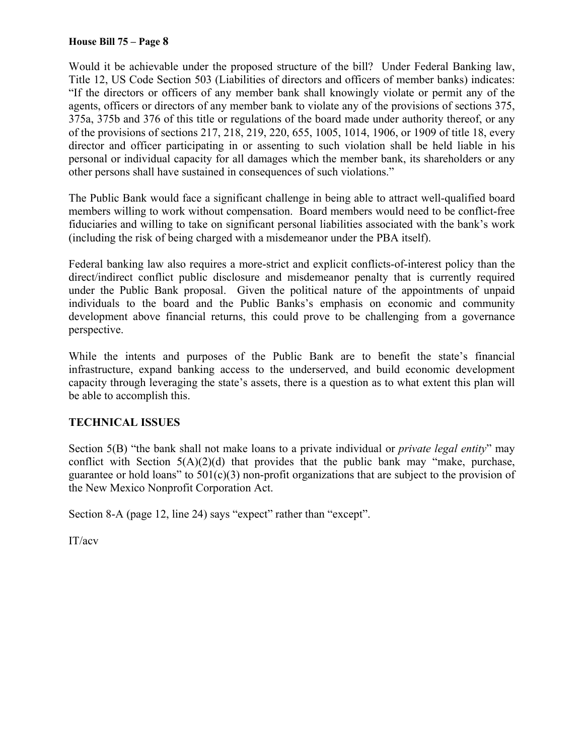Would it be achievable under the proposed structure of the bill? Under Federal Banking law, Title 12, US Code Section 503 (Liabilities of directors and officers of member banks) indicates: "If the directors or officers of any member bank shall knowingly violate or permit any of the agents, officers or directors of any member bank to violate any of the provisions of sections 375, 375a, 375b and 376 of this title or regulations of the board made under authority thereof, or any of the provisions of sections 217, 218, 219, 220, 655, 1005, 1014, 1906, or 1909 of title 18, every director and officer participating in or assenting to such violation shall be held liable in his personal or individual capacity for all damages which the member bank, its shareholders or any other persons shall have sustained in consequences of such violations."

The Public Bank would face a significant challenge in being able to attract well-qualified board members willing to work without compensation. Board members would need to be conflict-free fiduciaries and willing to take on significant personal liabilities associated with the bank's work (including the risk of being charged with a misdemeanor under the PBA itself).

Federal banking law also requires a more-strict and explicit conflicts-of-interest policy than the direct/indirect conflict public disclosure and misdemeanor penalty that is currently required under the Public Bank proposal. Given the political nature of the appointments of unpaid individuals to the board and the Public Banks's emphasis on economic and community development above financial returns, this could prove to be challenging from a governance perspective.

While the intents and purposes of the Public Bank are to benefit the state's financial infrastructure, expand banking access to the underserved, and build economic development capacity through leveraging the state's assets, there is a question as to what extent this plan will be able to accomplish this.

## TECHNICAL ISSUES

Section 5(B) "the bank shall not make loans to a private individual or *private legal entity*" may conflict with Section 5(A)(2)(d) that provides that the public bank may "make, purchase, guarantee or hold loans" to 501(c)(3) non-profit organizations that are subject to the provision of the New Mexico Nonprofit Corporation Act.

Section 8-A (page 12, line 24) says "expect" rather than "except".

IT/acv